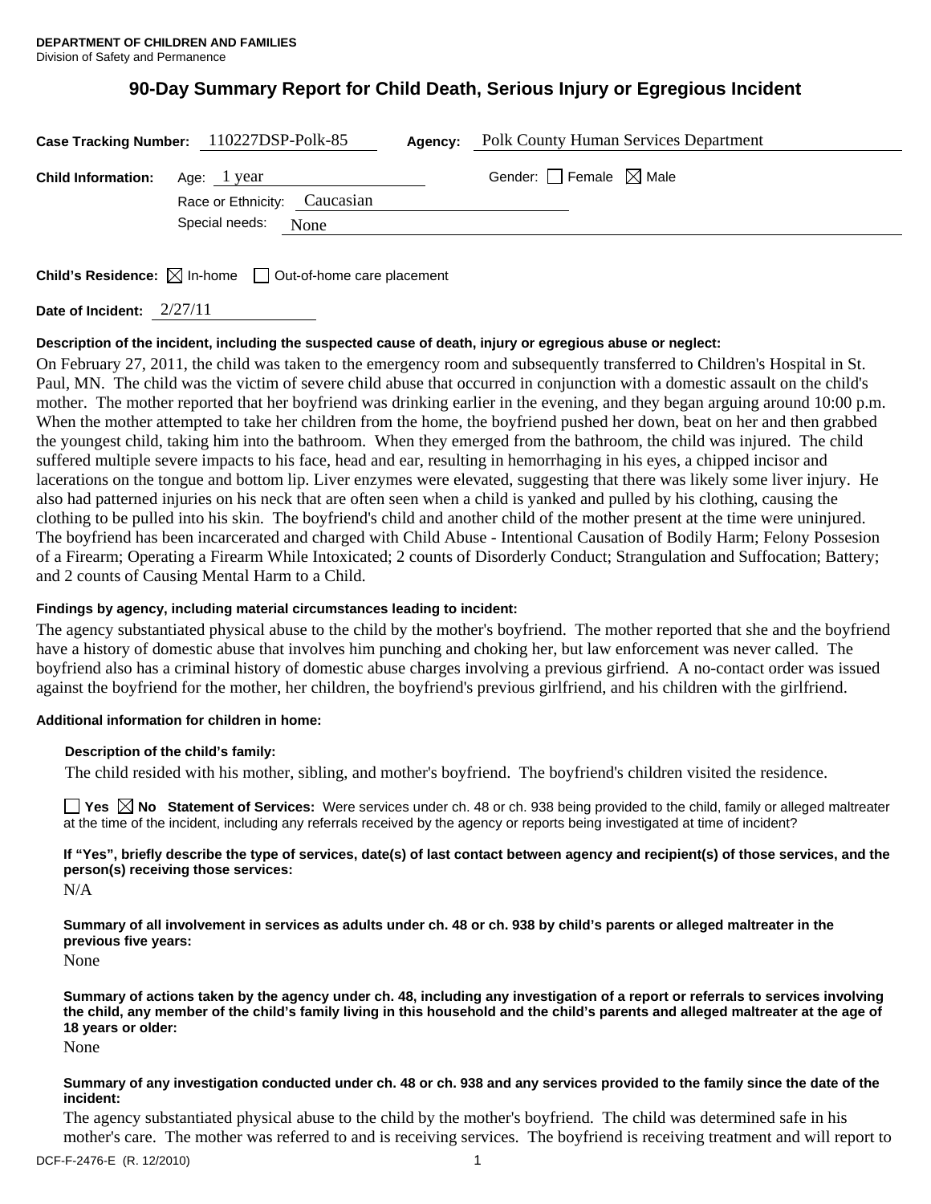**DEPARTMENT OF CHILDREN AND FAMILIES**
Division of Safety and Permanence

# 90-Day Summary Report for Child Death, Serious Injury or Egregious Incident

**Case Tracking Number:** 110227DSP-Polk-85 **Agency:** Polk County Human Services Department

**Child Information:** Age: 1 year Gender: ☐ Female ☒ Male

Race or Ethnicity: Caucasian

Special needs: None

**Child's Residence:** ☒ In-home ☐ Out-of-home care placement

**Date of Incident:** 2/27/11

**Description of the incident, including the suspected cause of death, injury or egregious abuse or neglect:**

On February 27, 2011, the child was taken to the emergency room and subsequently transferred to Children's Hospital in St. Paul, MN. The child was the victim of severe child abuse that occurred in conjunction with a domestic assault on the child's mother. The mother reported that her boyfriend was drinking earlier in the evening, and they began arguing around 10:00 p.m. When the mother attempted to take her children from the home, the boyfriend pushed her down, beat on her and then grabbed the youngest child, taking him into the bathroom. When they emerged from the bathroom, the child was injured. The child suffered multiple severe impacts to his face, head and ear, resulting in hemorrhaging in his eyes, a chipped incisor and lacerations on the tongue and bottom lip. Liver enzymes were elevated, suggesting that there was likely some liver injury. He also had patterned injuries on his neck that are often seen when a child is yanked and pulled by his clothing, causing the clothing to be pulled into his skin. The boyfriend's child and another child of the mother present at the time were uninjured. The boyfriend has been incarcerated and charged with Child Abuse - Intentional Causation of Bodily Harm; Felony Possesion of a Firearm; Operating a Firearm While Intoxicated; 2 counts of Disorderly Conduct; Strangulation and Suffocation; Battery; and 2 counts of Causing Mental Harm to a Child.

**Findings by agency, including material circumstances leading to incident:**

The agency substantiated physical abuse to the child by the mother's boyfriend. The mother reported that she and the boyfriend have a history of domestic abuse that involves him punching and choking her, but law enforcement was never called. The boyfriend also has a criminal history of domestic abuse charges involving a previous girlfriend. A no-contact order was issued against the boyfriend for the mother, her children, the boyfriend's previous girlfriend, and his children with the girlfriend.

**Additional information for children in home:**

**Description of the child's family:**

The child resided with his mother, sibling, and mother's boyfriend. The boyfriend's children visited the residence.

☐ **Yes** ☒ **No** **Statement of Services:** Were services under ch. 48 or ch. 938 being provided to the child, family or alleged maltreater at the time of the incident, including any referrals received by the agency or reports being investigated at time of incident?

**If "Yes", briefly describe the type of services, date(s) of last contact between agency and recipient(s) of those services, and the person(s) receiving those services:**

N/A

**Summary of all involvement in services as adults under ch. 48 or ch. 938 by child's parents or alleged maltreater in the previous five years:**

None

**Summary of actions taken by the agency under ch. 48, including any investigation of a report or referrals to services involving the child, any member of the child's family living in this household and the child's parents and alleged maltreater at the age of 18 years or older:**

None

**Summary of any investigation conducted under ch. 48 or ch. 938 and any services provided to the family since the date of the incident:**

The agency substantiated physical abuse to the child by the mother's boyfriend. The child was determined safe in his mother's care. The mother was referred to and is receiving services. The boyfriend is receiving treatment and will report to

DCF-F-2476-E (R. 12/2010)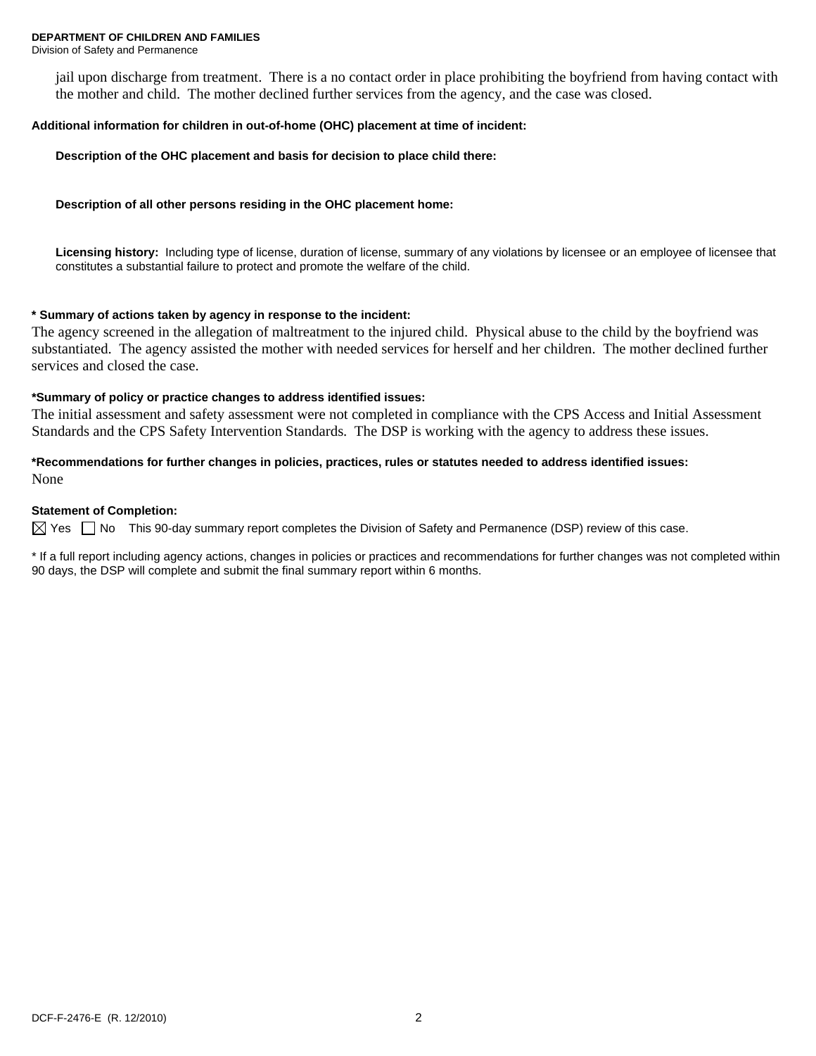jail upon discharge from treatment. There is a no contact order in place prohibiting the boyfriend from having contact with the mother and child. The mother declined further services from the agency, and the case was closed.

**Additional information for children in out-of-home (OHC) placement at time of incident:**

**Description of the OHC placement and basis for decision to place child there:**

**Description of all other persons residing in the OHC placement home:**

**Licensing history:** Including type of license, duration of license, summary of any violations by licensee or an employee of licensee that constitutes a substantial failure to protect and promote the welfare of the child.

**\* Summary of actions taken by agency in response to the incident:**

The agency screened in the allegation of maltreatment to the injured child. Physical abuse to the child by the boyfriend was substantiated. The agency assisted the mother with needed services for herself and her children. The mother declined further services and closed the case.

**\*Summary of policy or practice changes to address identified issues:**

The initial assessment and safety assessment were not completed in compliance with the CPS Access and Initial Assessment Standards and the CPS Safety Intervention Standards. The DSP is working with the agency to address these issues.

**\*Recommendations for further changes in policies, practices, rules or statutes needed to address identified issues:**

None

**Statement of Completion:**

☒ Yes ☐ No This 90-day summary report completes the Division of Safety and Permanence (DSP) review of this case.

\* If a full report including agency actions, changes in policies or practices and recommendations for further changes was not completed within 90 days, the DSP will complete and submit the final summary report within 6 months.

DCF-F-2476-E (R. 12/2010)